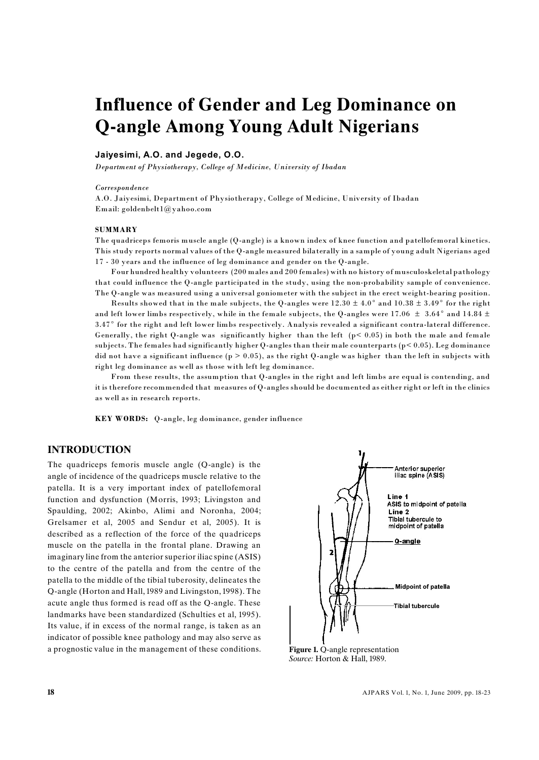# Influence of Gender and Leg Dominance on Q-angle Among Young Adult Nigerians

**Jaiyesimi, A.O. and Jegede, O.O.**

*Department of Physiotherapy, College of Medicine, University of Ibadan*

*Correspondence*
A.O. Jaiyesimi, Department of Physiotherapy, College of Medicine, University of Ibadan
Email: goldenbelt1@yahoo.com

**SUMMARY**

The quadriceps femoris muscle angle (Q-angle) is a known index of knee function and patellofemoral kinetics. This study reports normal values of the Q-angle measured bilaterally in a sample of young adult Nigerians aged 17 - 30 years and the influence of leg dominance and gender on the Q-angle.

Four hundred healthy volunteers (200 males and 200 females) with no history of musculoskeletal pathology that could influence the Q-angle participated in the study, using the non-probability sample of convenience. The Q-angle was measured using a universal goniometer with the subject in the erect weight-bearing position.

Results showed that in the male subjects, the Q-angles were $12.30 \pm 4.0°$ and $10.38 \pm 3.49°$ for the right and left lower limbs respectively, while in the female subjects, the Q-angles were $17.06 \pm 3.64°$ and $14.84 \pm 3.47°$ for the right and left lower limbs respectively. Analysis revealed a significant contra-lateral difference. Generally, the right Q-angle was significantly higher than the left ($p < 0.05$) in both the male and female subjects. The females had significantly higher Q-angles than their male counterparts ($p < 0.05$). Leg dominance did not have a significant influence ($p > 0.05$), as the right Q-angle was higher than the left in subjects with right leg dominance as well as those with left leg dominance.

From these results, the assumption that Q-angles in the right and left limbs are equal is contending, and it is therefore recommended that measures of Q-angles should be documented as either right or left in the clinics as well as in research reports.

**KEY WORDS:** Q-angle, leg dominance, gender influence

## INTRODUCTION

The quadriceps femoris muscle angle (Q-angle) is the angle of incidence of the quadriceps muscle relative to the patella. It is a very important index of patellofemoral function and dysfunction (Morris, 1993; Livingston and Spaulding, 2002; Akinbo, Alimi and Noronha, 2004; Grelsamer et al, 2005 and Sendur et al, 2005). It is described as a reflection of the force of the quadriceps muscle on the patella in the frontal plane. Drawing an imaginary line from the anterior superior iliac spine (ASIS) to the centre of the patella and from the centre of the patella to the middle of the tibial tuberosity, delineates the Q-angle (Horton and Hall, 1989 and Livingston, 1998). The acute angle thus formed is read off as the Q-angle. These landmarks have been standardized (Schulties et al, 1995). Its value, if in excess of the normal range, is taken as an indicator of possible knee pathology and may also serve as a prognostic value in the management of these conditions.

**Figure 1.** Q-angle representation
*Source:* Horton & Hall, 1989.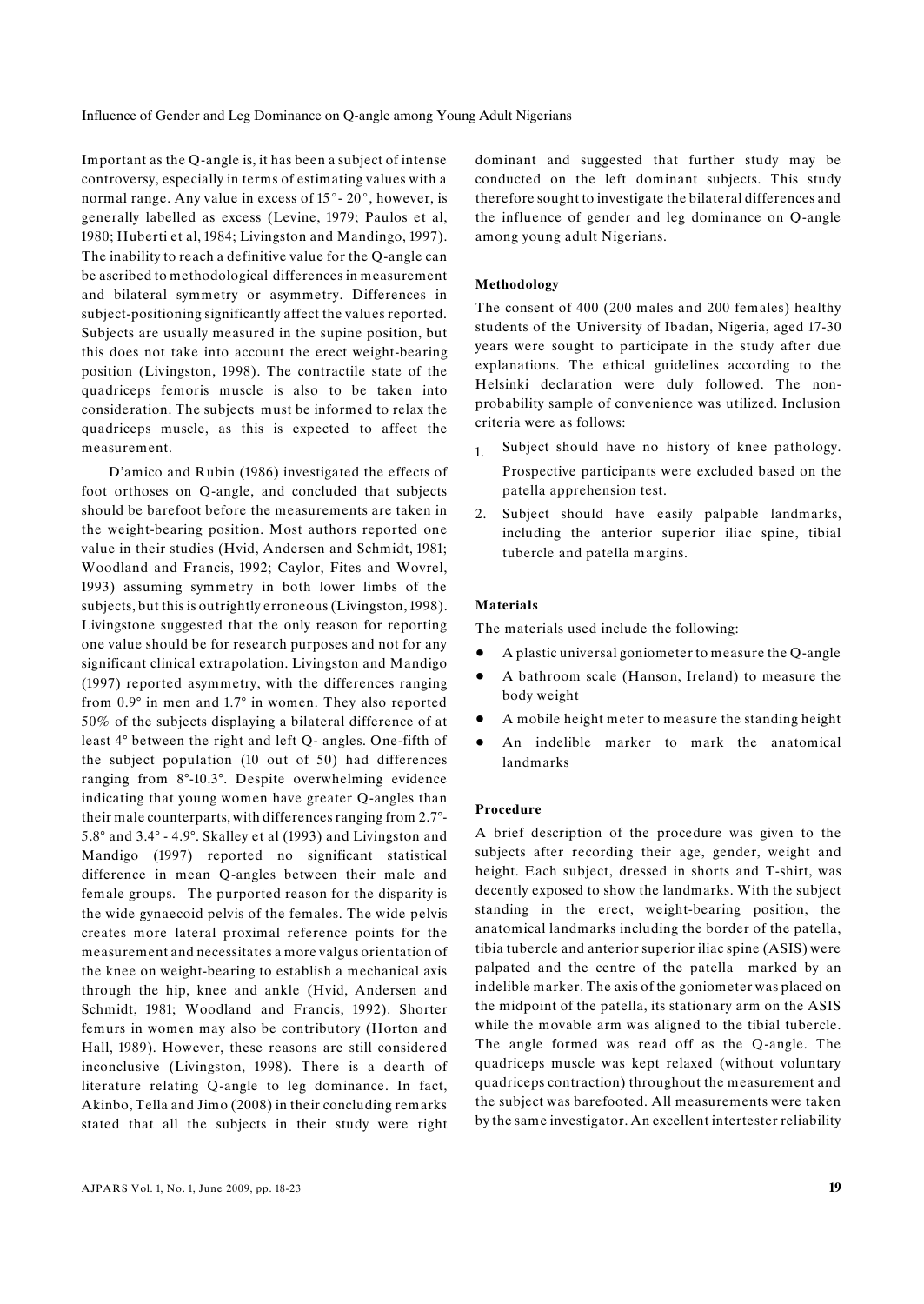Important as the Q-angle is, it has been a subject of intense controversy, especially in terms of estimating values with a normal range. Any value in excess of 15°- 20°, however, is generally labelled as excess (Levine, 1979; Paulos et al, 1980; Huberti et al, 1984; Livingston and Mandingo, 1997). The inability to reach a definitive value for the Q-angle can be ascribed to methodological differences in measurement and bilateral symmetry or asymmetry. Differences in subject-positioning significantly affect the values reported. Subjects are usually measured in the supine position, but this does not take into account the erect weight-bearing position (Livingston, 1998). The contractile state of the quadriceps femoris muscle is also to be taken into consideration. The subjects must be informed to relax the quadriceps muscle, as this is expected to affect the measurement.

D'amico and Rubin (1986) investigated the effects of foot orthoses on Q-angle, and concluded that subjects should be barefoot before the measurements are taken in the weight-bearing position. Most authors reported one value in their studies (Hvid, Andersen and Schmidt, 1981; Woodland and Francis, 1992; Caylor, Fites and Wovrel, 1993) assuming symmetry in both lower limbs of the subjects, but this is outrightly erroneous (Livingston, 1998). Livingstone suggested that the only reason for reporting one value should be for research purposes and not for any significant clinical extrapolation. Livingston and Mandigo (1997) reported asymmetry, with the differences ranging from 0.9° in men and 1.7° in women. They also reported 50% of the subjects displaying a bilateral difference of at least 4° between the right and left Q- angles. One-fifth of the subject population (10 out of 50) had differences ranging from 8°-10.3°. Despite overwhelming evidence indicating that young women have greater Q-angles than their male counterparts, with differences ranging from 2.7°-5.8° and 3.4° - 4.9°. Skalley et al (1993) and Livingston and Mandigo (1997) reported no significant statistical difference in mean Q-angles between their male and female groups. The purported reason for the disparity is the wide gynaecoid pelvis of the females. The wide pelvis creates more lateral proximal reference points for the measurement and necessitates a more valgus orientation of the knee on weight-bearing to establish a mechanical axis through the hip, knee and ankle (Hvid, Andersen and Schmidt, 1981; Woodland and Francis, 1992). Shorter femurs in women may also be contributory (Horton and Hall, 1989). However, these reasons are still considered inconclusive (Livingston, 1998). There is a dearth of literature relating Q-angle to leg dominance. In fact, Akinbo, Tella and Jimo (2008) in their concluding remarks stated that all the subjects in their study were right dominant and suggested that further study may be conducted on the left dominant subjects. This study therefore sought to investigate the bilateral differences and the influence of gender and leg dominance on Q-angle among young adult Nigerians.

### Methodology

The consent of 400 (200 males and 200 females) healthy students of the University of Ibadan, Nigeria, aged 17-30 years were sought to participate in the study after due explanations. The ethical guidelines according to the Helsinki declaration were duly followed. The non-probability sample of convenience was utilized. Inclusion criteria were as follows:

1. Subject should have no history of knee pathology. Prospective participants were excluded based on the patella apprehension test.
2. Subject should have easily palpable landmarks, including the anterior superior iliac spine, tibial tubercle and patella margins.

### Materials

The materials used include the following:

- A plastic universal goniometer to measure the Q-angle
- A bathroom scale (Hanson, Ireland) to measure the body weight
- A mobile height meter to measure the standing height
- An indelible marker to mark the anatomical landmarks

### Procedure

A brief description of the procedure was given to the subjects after recording their age, gender, weight and height. Each subject, dressed in shorts and T-shirt, was decently exposed to show the landmarks. With the subject standing in the erect, weight-bearing position, the anatomical landmarks including the border of the patella, tibia tubercle and anterior superior iliac spine (ASIS) were palpated and the centre of the patella marked by an indelible marker. The axis of the goniometer was placed on the midpoint of the patella, its stationary arm on the ASIS while the movable arm was aligned to the tibial tubercle. The angle formed was read off as the Q-angle. The quadriceps muscle was kept relaxed (without voluntary quadriceps contraction) throughout the measurement and the subject was barefooted. All measurements were taken by the same investigator. An excellent intertester reliability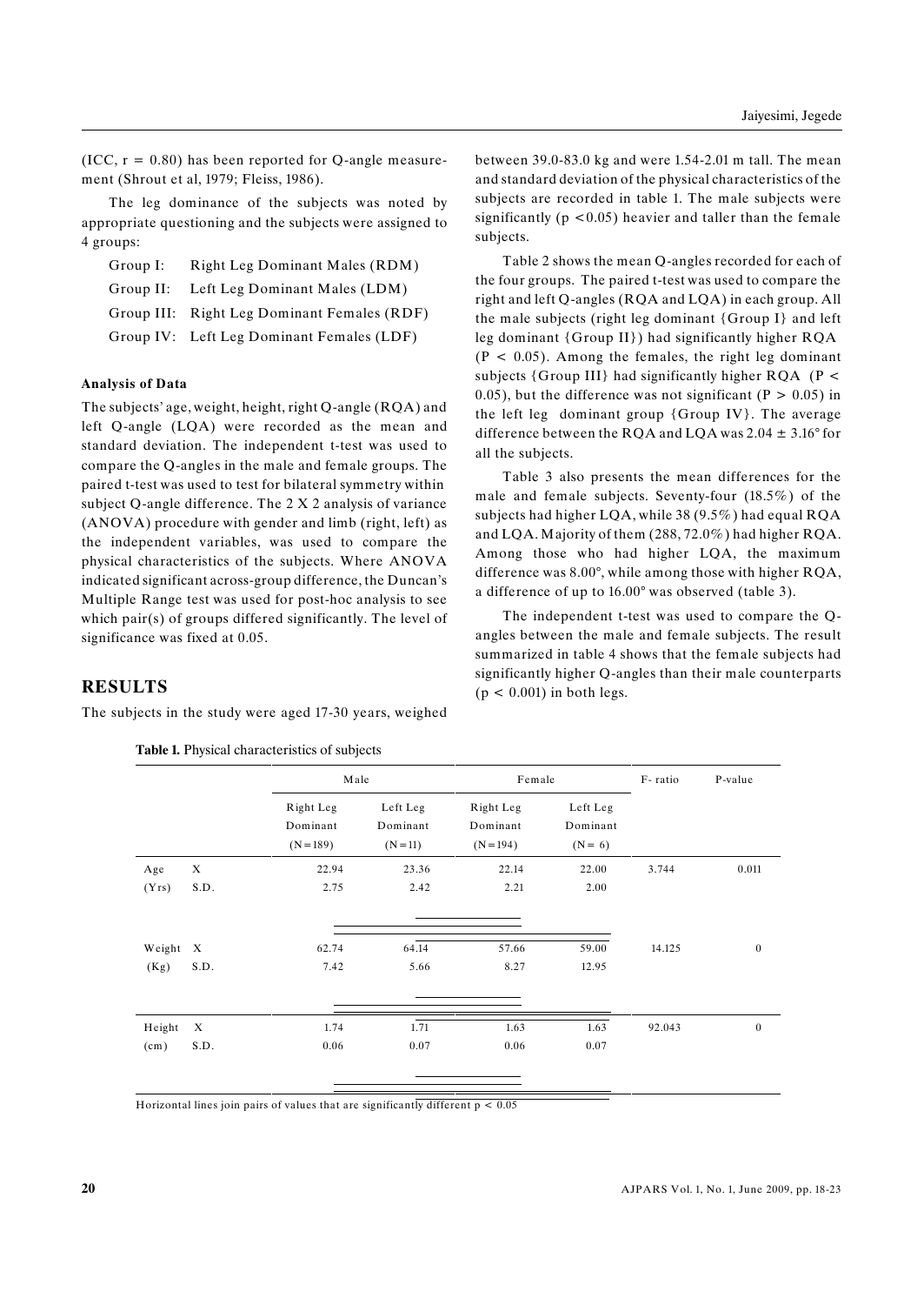(ICC, r = 0.80) has been reported for Q-angle measurement (Shrout et al, 1979; Fleiss, 1986).

The leg dominance of the subjects was noted by appropriate questioning and the subjects were assigned to 4 groups:

Group I: Right Leg Dominant Males (RDM)
Group II: Left Leg Dominant Males (LDM)
Group III: Right Leg Dominant Females (RDF)
Group IV: Left Leg Dominant Females (LDF)

### Analysis of Data

The subjects' age, weight, height, right Q-angle (RQA) and left Q-angle (LQA) were recorded as the mean and standard deviation. The independent t-test was used to compare the Q-angles in the male and female groups. The paired t-test was used to test for bilateral symmetry within subject Q-angle difference. The 2 X 2 analysis of variance (ANOVA) procedure with gender and limb (right, left) as the independent variables, was used to compare the physical characteristics of the subjects. Where ANOVA indicated significant across-group difference, the Duncan's Multiple Range test was used for post-hoc analysis to see which pair(s) of groups differed significantly. The level of significance was fixed at 0.05.

## RESULTS

The subjects in the study were aged 17-30 years, weighed between 39.0-83.0 kg and were 1.54-2.01 m tall. The mean and standard deviation of the physical characteristics of the subjects are recorded in table 1. The male subjects were significantly ($p < 0.05$) heavier and taller than the female subjects.

Table 2 shows the mean Q-angles recorded for each of the four groups. The paired t-test was used to compare the right and left Q-angles (RQA and LQA) in each group. All the male subjects (right leg dominant {Group I} and left leg dominant {Group II}) had significantly higher RQA ($P < 0.05$). Among the females, the right leg dominant subjects {Group III} had significantly higher RQA ($P < 0.05$), but the difference was not significant ($P > 0.05$) in the left leg dominant group {Group IV}. The average difference between the RQA and LQA was 2.04 ± 3.16° for all the subjects.

Table 3 also presents the mean differences for the male and female subjects. Seventy-four (18.5%) of the subjects had higher LQA, while 38 (9.5%) had equal RQA and LQA. Majority of them (288, 72.0%) had higher RQA. Among those who had higher LQA, the maximum difference was 8.00°, while among those with higher RQA, a difference of up to 16.00° was observed (table 3).

The independent t-test was used to compare the Q-angles between the male and female subjects. The result summarized in table 4 shows that the female subjects had significantly higher Q-angles than their male counterparts ($p < 0.001$) in both legs.

**Table 1.** Physical characteristics of subjects

| | | Male | | Female | | F- ratio | P-value |
|---|---|---|---|---|---|---|---|
| | | Right Leg Dominant (N=189) | Left Leg Dominant (N=11) | Right Leg Dominant (N=194) | Left Leg Dominant (N= 6) | | |
| Age (Yrs) | X | 22.94 | 23.36 | 22.14 | 22.00 | 3.744 | 0.011 |
| | S.D. | 2.75 | 2.42 | 2.21 | 2.00 | | |
| Weight (Kg) | X | 62.74 | 64.14 | 57.66 | 59.00 | 14.125 | 0 |
| | S.D. | 7.42 | 5.66 | 8.27 | 12.95 | | |
| Height (cm) | X | 1.74 | 1.71 | 1.63 | 1.63 | 92.043 | 0 |
| | S.D. | 0.06 | 0.07 | 0.06 | 0.07 | | |

Horizontal lines join pairs of values that are significantly different $p < 0.05$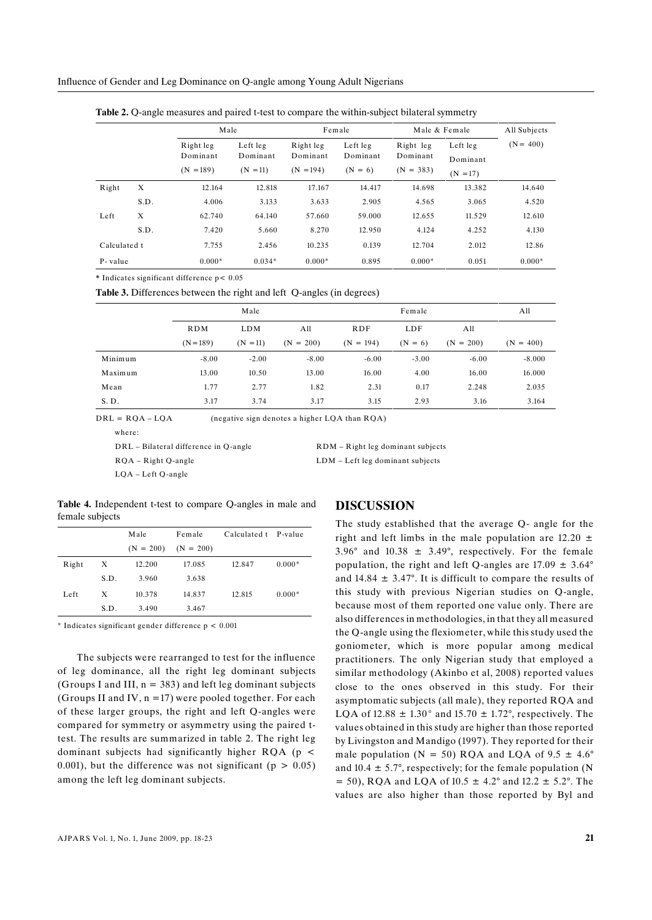**Table 2.** Q-angle measures and paired t-test to compare the within-subject bilateral symmetry

| | | Male | | Female | | Male & Female | | All Subjects |
|---|---|---|---|---|---|---|---|---|
| | | Right leg Dominant (N =189) | Left leg Dominant (N =11) | Right leg Dominant (N =194) | Left leg Dominant (N = 6) | Right leg Dominant (N = 383) | Left leg Dominant (N =17) | (N = 400) |
| Right | X | 12.164 | 12.818 | 17.167 | 14.417 | 14.698 | 13.382 | 14.640 |
| | S.D. | 4.006 | 3.133 | 3.633 | 2.905 | 4.565 | 3.065 | 4.520 |
| Left | X | 62.740 | 64.140 | 57.660 | 59.000 | 12.655 | 11.529 | 12.610 |
| | S.D. | 7.420 | 5.660 | 8.270 | 12.950 | 4.124 | 4.252 | 4.130 |
| Calculated t | | 7.755 | 2.456 | 10.235 | 0.139 | 12.704 | 2.012 | 12.86 |
| P- value | | 0.000* | 0.034* | 0.000* | 0.895 | 0.000* | 0.051 | 0.000* |

* Indicates significant difference p< 0.05

**Table 3.** Differences between the right and left Q-angles (in degrees)

| | Male | | | Female | | | All |
|---|---|---|---|---|---|---|---|
| | RDM (N=189) | LDM (N =11) | All (N = 200) | RDF (N = 194) | LDF (N = 6) | All (N = 200) | (N = 400) |
| Minimum | -8.00 | -2.00 | -8.00 | -6.00 | -3.00 | -6.00 | -8.000 |
| Maximum | 13.00 | 10.50 | 13.00 | 16.00 | 4.00 | 16.00 | 16.000 |
| Mean | 1.77 | 2.77 | 1.82 | 2.31 | 0.17 | 2.248 | 2.035 |
| S. D. | 3.17 | 3.74 | 3.17 | 3.15 | 2.93 | 3.16 | 3.164 |

DRL = RQA – LQA (negative sign denotes a higher LQA than RQA)

where:

DRL – Bilateral difference in Q-angle

RQA – Right Q-angle

LQA – Left Q-angle

RDM – Right leg dominant subjects

LDM – Left leg dominant subjects

**Table 4.** Independent t-test to compare Q-angles in male and female subjects

| | | Male (N = 200) | Female (N = 200) | Calculated t | P-value |
|---|---|---|---|---|---|
| Right | X | 12.200 | 17.085 | 12.847 | 0.000* |
| | S.D. | 3.960 | 3.638 | | |
| Left | X | 10.378 | 14.837 | 12.815 | 0.000* |
| | S.D. | 3.490 | 3.467 | | |

* Indicates significant gender difference p < 0.001

The subjects were rearranged to test for the influence of leg dominance, all the right leg dominant subjects (Groups I and III, n = 383) and left leg dominant subjects (Groups II and IV, n =17) were pooled together. For each of these larger groups, the right and left Q-angles were compared for symmetry or asymmetry using the paired t-test. The results are summarized in table 2. The right leg dominant subjects had significantly higher RQA ($p < 0.001$), but the difference was not significant ($p > 0.05$) among the left leg dominant subjects.

## DISCUSSION

The study established that the average Q- angle for the right and left limbs in the male population are 12.20 ± 3.96° and 10.38 ± 3.49°, respectively. For the female population, the right and left Q-angles are 17.09 ± 3.64° and 14.84 ± 3.47°. It is difficult to compare the results of this study with previous Nigerian studies on Q-angle, because most of them reported one value only. There are also differences in methodologies, in that they all measured the Q-angle using the flexiometer, while this study used the goniometer, which is more popular among medical practitioners. The only Nigerian study that employed a similar methodology (Akinbo et al, 2008) reported values close to the ones observed in this study. For their asymptomatic subjects (all male), they reported RQA and LQA of 12.88 ± 1.30° and 15.70 ± 1.72°, respectively. The values obtained in this study are higher than those reported by Livingston and Mandigo (1997). They reported for their male population (N = 50) RQA and LQA of 9.5 ± 4.6° and 10.4 ± 5.7°, respectively; for the female population (N = 50), RQA and LQA of 10.5 ± 4.2° and 12.2 ± 5.2°. The values are also higher than those reported by Byl and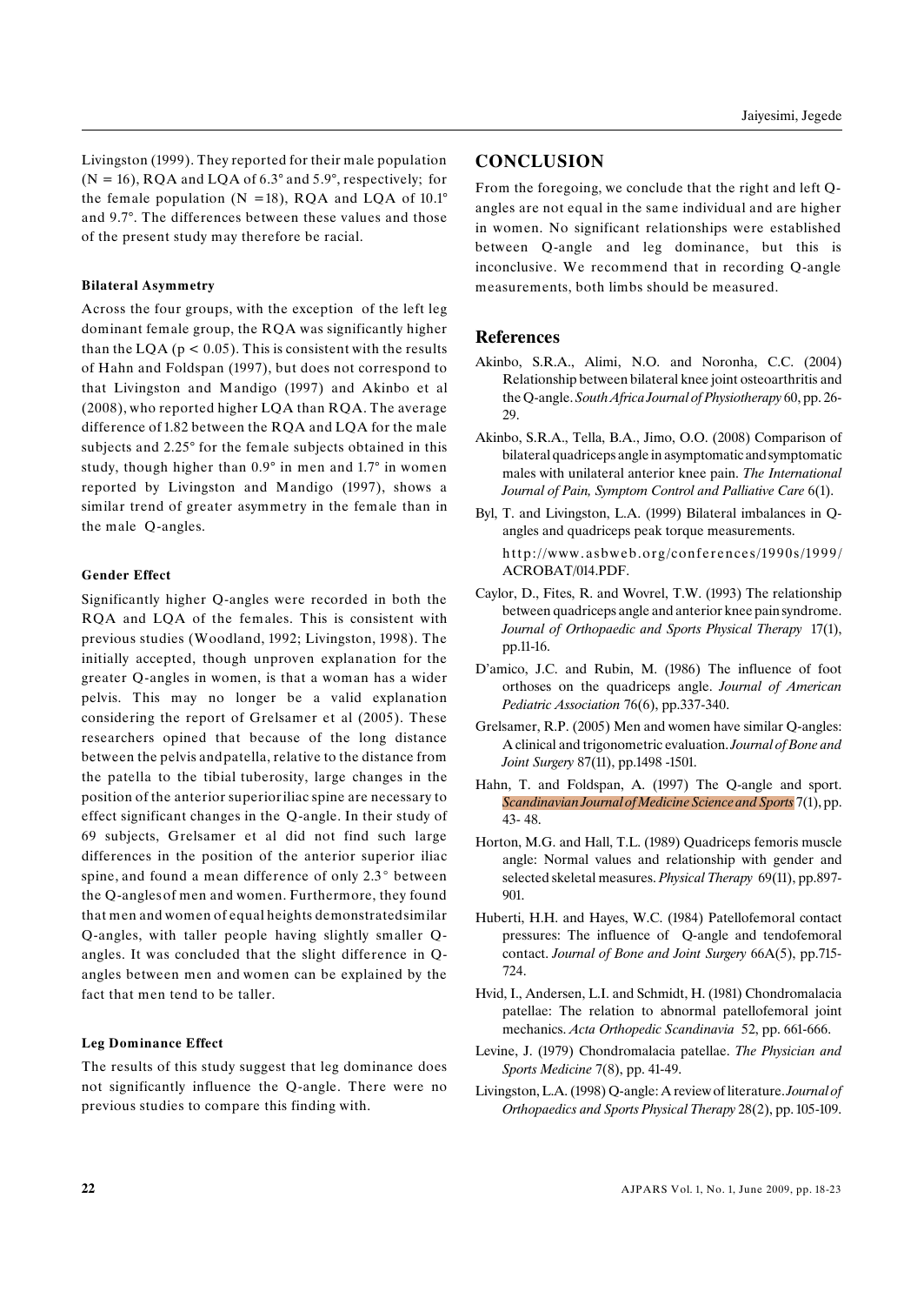Livingston (1999). They reported for their male population (N = 16), RQA and LQA of 6.3° and 5.9°, respectively; for the female population (N =18), RQA and LQA of 10.1° and 9.7°. The differences between these values and those of the present study may therefore be racial.

### Bilateral Asymmetry

Across the four groups, with the exception of the left leg dominant female group, the RQA was significantly higher than the LQA ($p < 0.05$). This is consistent with the results of Hahn and Foldspan (1997), but does not correspond to that Livingston and Mandigo (1997) and Akinbo et al (2008), who reported higher LQA than RQA. The average difference of 1.82 between the RQA and LQA for the male subjects and 2.25° for the female subjects obtained in this study, though higher than 0.9° in men and 1.7° in women reported by Livingston and Mandigo (1997), shows a similar trend of greater asymmetry in the female than in the male Q-angles.

### Gender Effect

Significantly higher Q-angles were recorded in both the RQA and LQA of the females. This is consistent with previous studies (Woodland, 1992; Livingston, 1998). The initially accepted, though unproven explanation for the greater Q-angles in women, is that a woman has a wider pelvis. This may no longer be a valid explanation considering the report of Grelsamer et al (2005). These researchers opined that because of the long distance between the pelvis and patella, relative to the distance from the patella to the tibial tuberosity, large changes in the position of the anterior superior iliac spine are necessary to effect significant changes in the Q-angle. In their study of 69 subjects, Grelsamer et al did not find such large differences in the position of the anterior superior iliac spine, and found a mean difference of only 2.3° between the Q-angles of men and women. Furthermore, they found that men and women of equal heights demonstrated similar Q-angles, with taller people having slightly smaller Q-angles. It was concluded that the slight difference in Q-angles between men and women can be explained by the fact that men tend to be taller.

### Leg Dominance Effect

The results of this study suggest that leg dominance does not significantly influence the Q-angle. There were no previous studies to compare this finding with.

## CONCLUSION

From the foregoing, we conclude that the right and left Q-angles are not equal in the same individual and are higher in women. No significant relationships were established between Q-angle and leg dominance, but this is inconclusive. We recommend that in recording Q-angle measurements, both limbs should be measured.

## References

Akinbo, S.R.A., Alimi, N.O. and Noronha, C.C. (2004) Relationship between bilateral knee joint osteoarthritis and the Q-angle. *South Africa Journal of Physiotherapy* 60, pp. 26-29.

Akinbo, S.R.A., Tella, B.A., Jimo, O.O. (2008) Comparison of bilateral quadriceps angle in asymptomatic and symptomatic males with unilateral anterior knee pain. *The International Journal of Pain, Symptom Control and Palliative Care* 6(1).

Byl, T. and Livingston, L.A. (1999) Bilateral imbalances in Q-angles and quadriceps peak torque measurements. http://www.asbweb.org/conferences/1990s/1999/ACROBAT/014.PDF.

Caylor, D., Fites, R. and Wovrel, T.W. (1993) The relationship between quadriceps angle and anterior knee pain syndrome. *Journal of Orthopaedic and Sports Physical Therapy* 17(1), pp.11-16.

D'amico, J.C. and Rubin, M. (1986) The influence of foot orthoses on the quadriceps angle. *Journal of American Pediatric Association* 76(6), pp.337-340.

Grelsamer, R.P. (2005) Men and women have similar Q-angles: A clinical and trigonometric evaluation. *Journal of Bone and Joint Surgery* 87(11), pp.1498 -1501.

Hahn, T. and Foldspan, A. (1997) The Q-angle and sport. *Scandinavian Journal of Medicine Science and Sports* 7(1), pp. 43- 48.

Horton, M.G. and Hall, T.L. (1989) Quadriceps femoris muscle angle: Normal values and relationship with gender and selected skeletal measures. *Physical Therapy* 69(11), pp.897-901.

Huberti, H.H. and Hayes, W.C. (1984) Patellofemoral contact pressures: The influence of Q-angle and tendofemoral contact. *Journal of Bone and Joint Surgery* 66A(5), pp.715-724.

Hvid, I., Andersen, L.I. and Schmidt, H. (1981) Chondromalacia patellae: The relation to abnormal patellofemoral joint mechanics. *Acta Orthopedic Scandinavia* 52, pp. 661-666.

Levine, J. (1979) Chondromalacia patellae. *The Physician and Sports Medicine* 7(8), pp. 41-49.

Livingston, L.A. (1998) Q-angle: A review of literature. *Journal of Orthopaedics and Sports Physical Therapy* 28(2), pp. 105-109.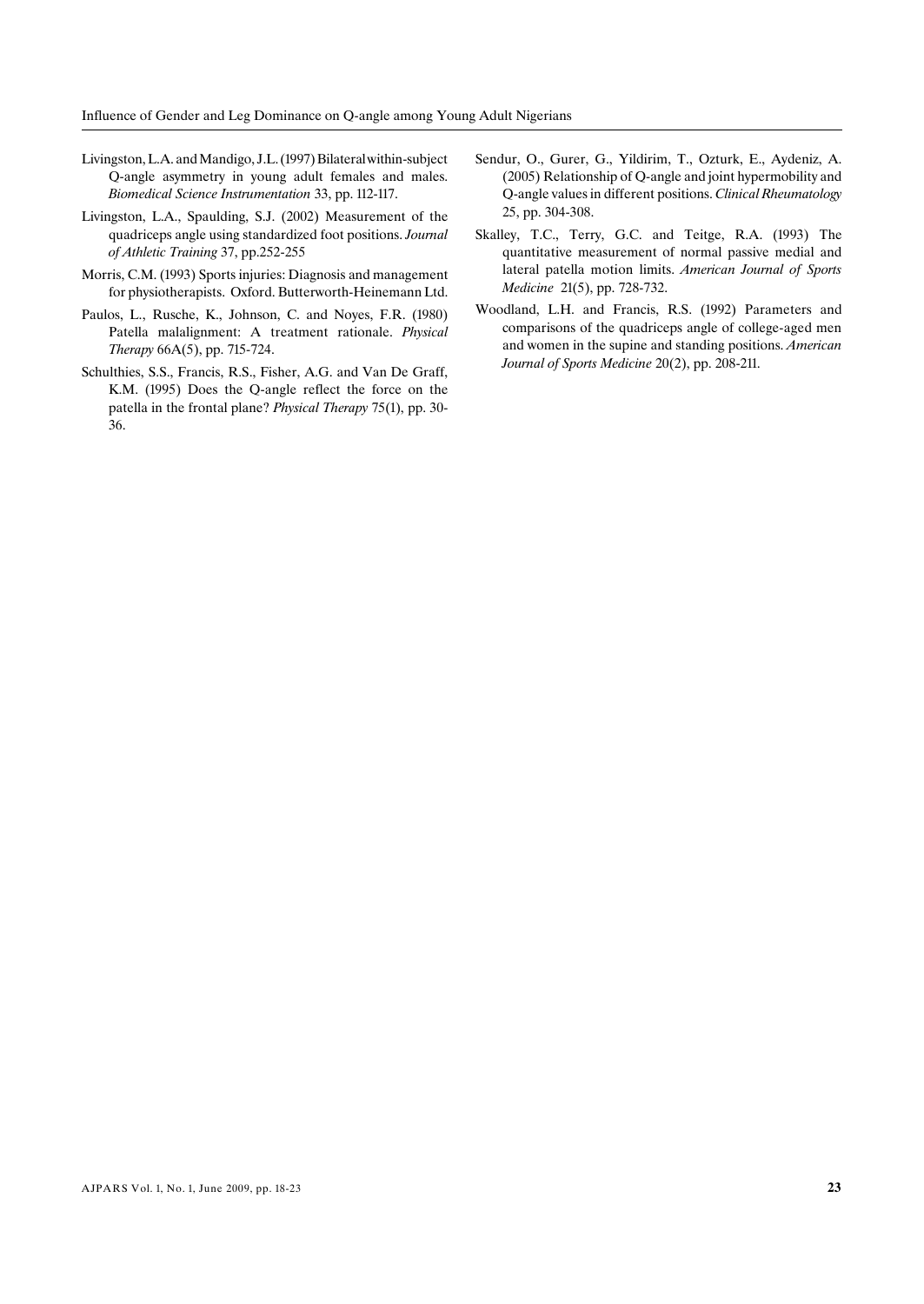Livingston, L.A. and Mandigo, J.L. (1997) Bilateral within-subject Q-angle asymmetry in young adult females and males. *Biomedical Science Instrumentation* 33, pp. 112-117.

Livingston, L.A., Spaulding, S.J. (2002) Measurement of the quadriceps angle using standardized foot positions. *Journal of Athletic Training* 37, pp.252-255

Morris, C.M. (1993) Sports injuries: Diagnosis and management for physiotherapists. Oxford. Butterworth-Heinemann Ltd.

Paulos, L., Rusche, K., Johnson, C. and Noyes, F.R. (1980) Patella malalignment: A treatment rationale. *Physical Therapy* 66A(5), pp. 715-724.

Schulthies, S.S., Francis, R.S., Fisher, A.G. and Van De Graff, K.M. (1995) Does the Q-angle reflect the force on the patella in the frontal plane? *Physical Therapy* 75(1), pp. 30-36.

Sendur, O., Gurer, G., Yildirim, T., Ozturk, E., Aydeniz, A. (2005) Relationship of Q-angle and joint hypermobility and Q-angle values in different positions. *Clinical Rheumatology* 25, pp. 304-308.

Skalley, T.C., Terry, G.C. and Teitge, R.A. (1993) The quantitative measurement of normal passive medial and lateral patella motion limits. *American Journal of Sports Medicine* 21(5), pp. 728-732.

Woodland, L.H. and Francis, R.S. (1992) Parameters and comparisons of the quadriceps angle of college-aged men and women in the supine and standing positions. *American Journal of Sports Medicine* 20(2), pp. 208-211.